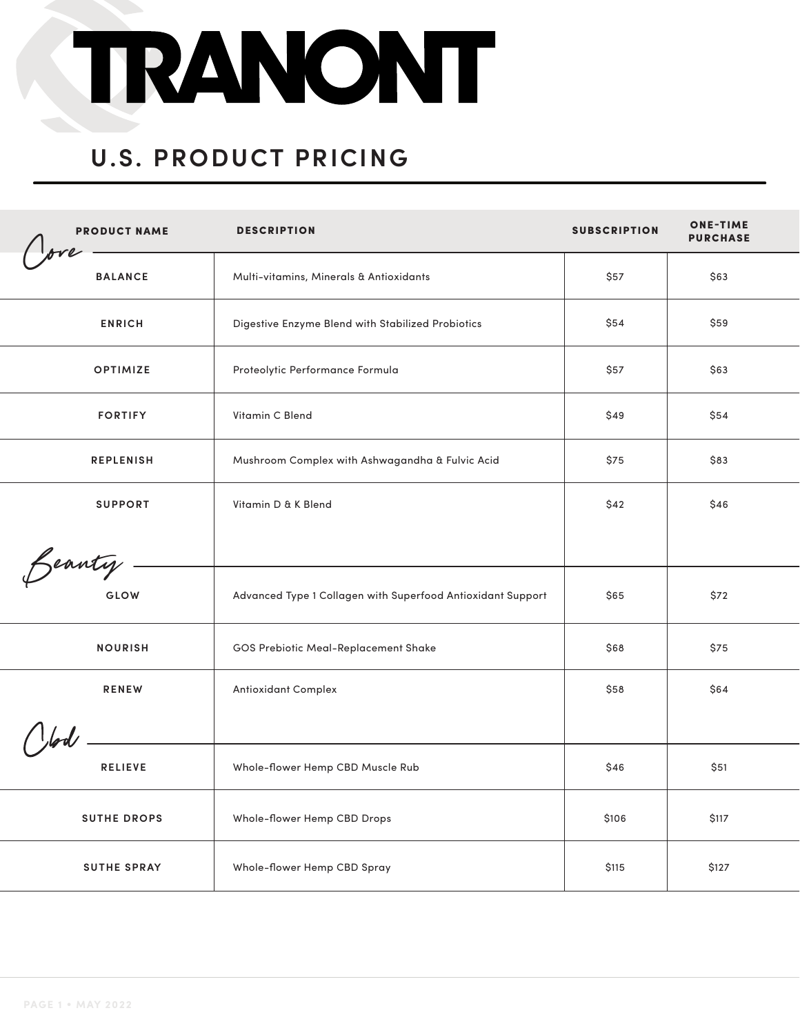# TRANONT

## U.S. PRODUCT PRICING

| PRODUCT NAME | DESCRIPTION | SUBSCRIPTION | ONE-TIME PURCHASE |
|---|---|---|---|
| *Core* | | | |
| BALANCE | Multi-vitamins, Minerals & Antioxidants | $57 | $63 |
| ENRICH | Digestive Enzyme Blend with Stabilized Probiotics | $54 | $59 |
| OPTIMIZE | Proteolytic Performance Formula | $57 | $63 |
| FORTIFY | Vitamin C Blend | $49 | $54 |
| REPLENISH | Mushroom Complex with Ashwagandha & Fulvic Acid | $75 | $83 |
| SUPPORT | Vitamin D & K Blend | $42 | $46 |
| *Beauty* | | | |
| GLOW | Advanced Type 1 Collagen with Superfood Antioxidant Support | $65 | $72 |
| NOURISH | GOS Prebiotic Meal-Replacement Shake | $68 | $75 |
| RENEW | Antioxidant Complex | $58 | $64 |
| *Cbd* | | | |
| RELIEVE | Whole-flower Hemp CBD Muscle Rub | $46 | $51 |
| SUTHE DROPS | Whole-flower Hemp CBD Drops | $106 | $117 |
| SUTHE SPRAY | Whole-flower Hemp CBD Spray | $115 | $127 |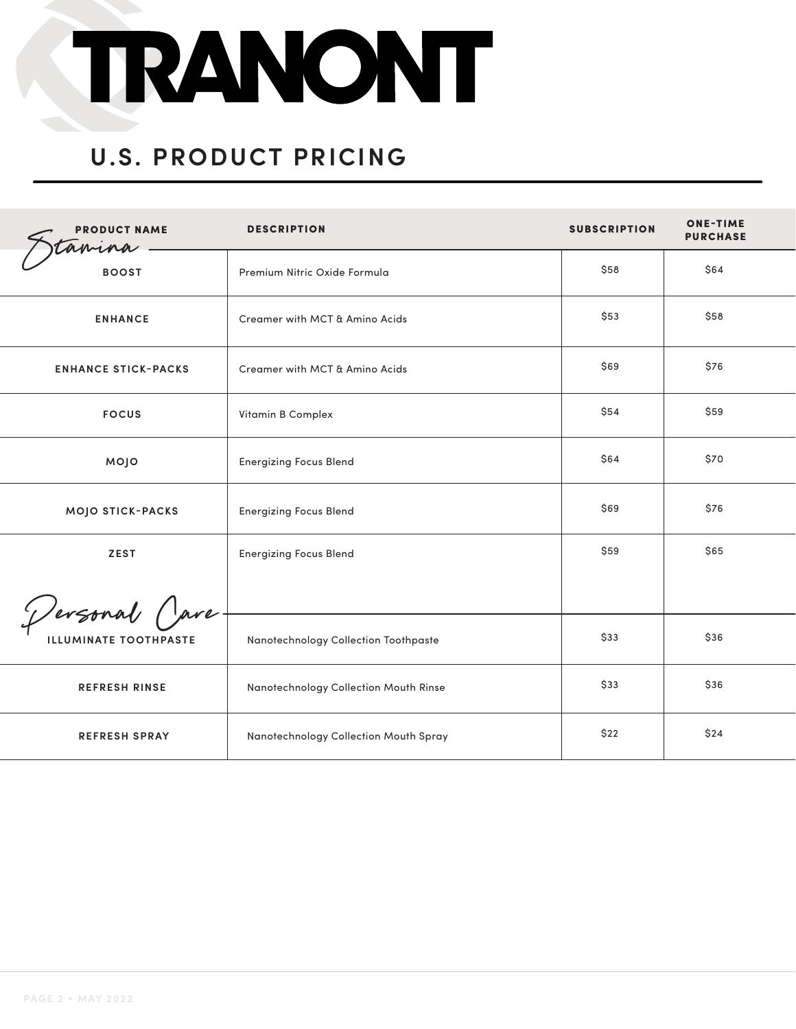# TRANONT

## U.S. PRODUCT PRICING

| PRODUCT NAME | DESCRIPTION | SUBSCRIPTION | ONE-TIME PURCHASE |
|---|---|---|---|
| *Stamina* | | | |
| BOOST | Premium Nitric Oxide Formula | $58 | $64 |
| ENHANCE | Creamer with MCT & Amino Acids | $53 | $58 |
| ENHANCE STICK-PACKS | Creamer with MCT & Amino Acids | $69 | $76 |
| FOCUS | Vitamin B Complex | $54 | $59 |
| MOJO | Energizing Focus Blend | $64 | $70 |
| MOJO STICK-PACKS | Energizing Focus Blend | $69 | $76 |
| ZEST | Energizing Focus Blend | $59 | $65 |
| *Personal Care* | | | |
| ILLUMINATE TOOTHPASTE | Nanotechnology Collection Toothpaste | $33 | $36 |
| REFRESH RINSE | Nanotechnology Collection Mouth Rinse | $33 | $36 |
| REFRESH SPRAY | Nanotechnology Collection Mouth Spray | $22 | $24 |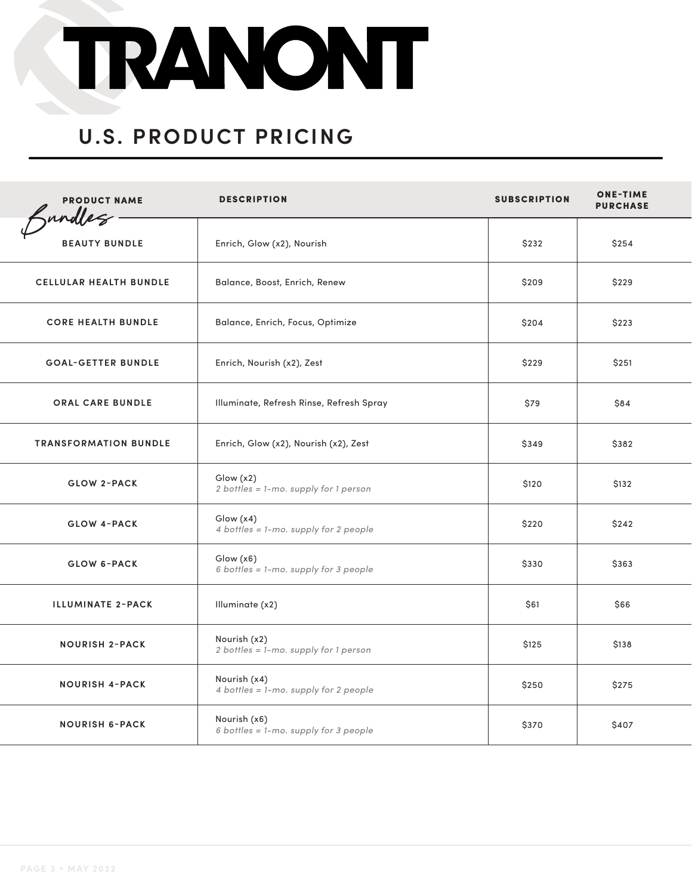# TRANONT

## U.S. PRODUCT PRICING

*Bundles*

| PRODUCT NAME | DESCRIPTION | SUBSCRIPTION | ONE-TIME PURCHASE |
|---|---|---|---|
| BEAUTY BUNDLE | Enrich, Glow (x2), Nourish | $232 | $254 |
| CELLULAR HEALTH BUNDLE | Balance, Boost, Enrich, Renew | $209 | $229 |
| CORE HEALTH BUNDLE | Balance, Enrich, Focus, Optimize | $204 | $223 |
| GOAL-GETTER BUNDLE | Enrich, Nourish (x2), Zest | $229 | $251 |
| ORAL CARE BUNDLE | Illuminate, Refresh Rinse, Refresh Spray | $79 | $84 |
| TRANSFORMATION BUNDLE | Enrich, Glow (x2), Nourish (x2), Zest | $349 | $382 |
| GLOW 2-PACK | Glow (x2) *2 bottles = 1-mo. supply for 1 person* | $120 | $132 |
| GLOW 4-PACK | Glow (x4) *4 bottles = 1-mo. supply for 2 people* | $220 | $242 |
| GLOW 6-PACK | Glow (x6) *6 bottles = 1-mo. supply for 3 people* | $330 | $363 |
| ILLUMINATE 2-PACK | Illuminate (x2) | $61 | $66 |
| NOURISH 2-PACK | Nourish (x2) *2 bottles = 1-mo. supply for 1 person* | $125 | $138 |
| NOURISH 4-PACK | Nourish (x4) *4 bottles = 1-mo. supply for 2 people* | $250 | $275 |
| NOURISH 6-PACK | Nourish (x6) *6 bottles = 1-mo. supply for 3 people* | $370 | $407 |